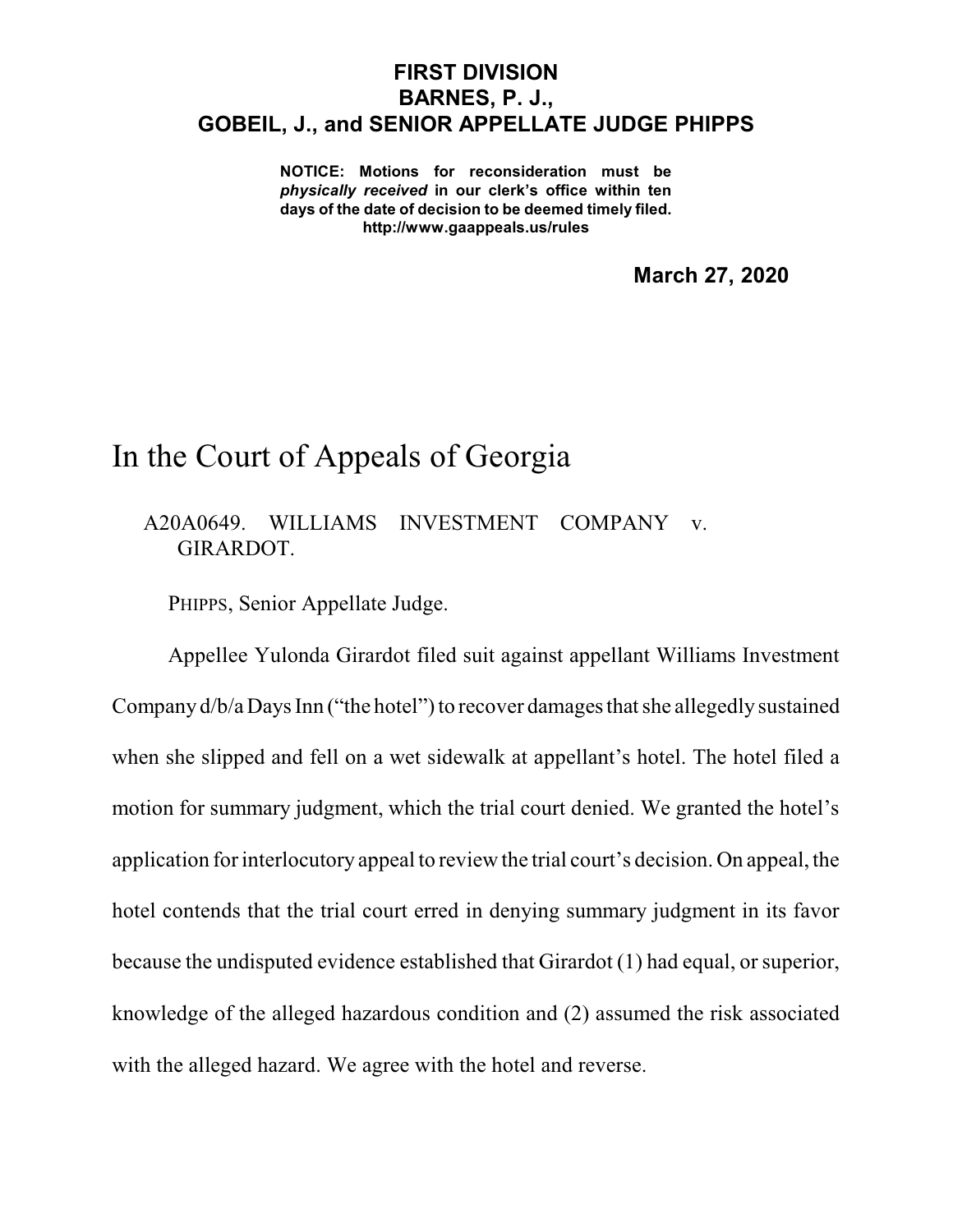**FIRST DIVISION**
**BARNES, P. J.,**
**GOBEIL, J., and SENIOR APPELLATE JUDGE PHIPPS**

**NOTICE: Motions for reconsideration must be *physically received* in our clerk's office within ten days of the date of decision to be deemed timely filed.**
**http://www.gaappeals.us/rules**

**March 27, 2020**

# In the Court of Appeals of Georgia

A20A0649. WILLIAMS INVESTMENT COMPANY v. GIRARDOT.

PHIPPS, Senior Appellate Judge.

Appellee Yulonda Girardot filed suit against appellant Williams Investment Company d/b/a Days Inn ("the hotel") to recover damages that she allegedly sustained when she slipped and fell on a wet sidewalk at appellant's hotel. The hotel filed a motion for summary judgment, which the trial court denied. We granted the hotel's application for interlocutory appeal to review the trial court's decision. On appeal, the hotel contends that the trial court erred in denying summary judgment in its favor because the undisputed evidence established that Girardot (1) had equal, or superior, knowledge of the alleged hazardous condition and (2) assumed the risk associated with the alleged hazard. We agree with the hotel and reverse.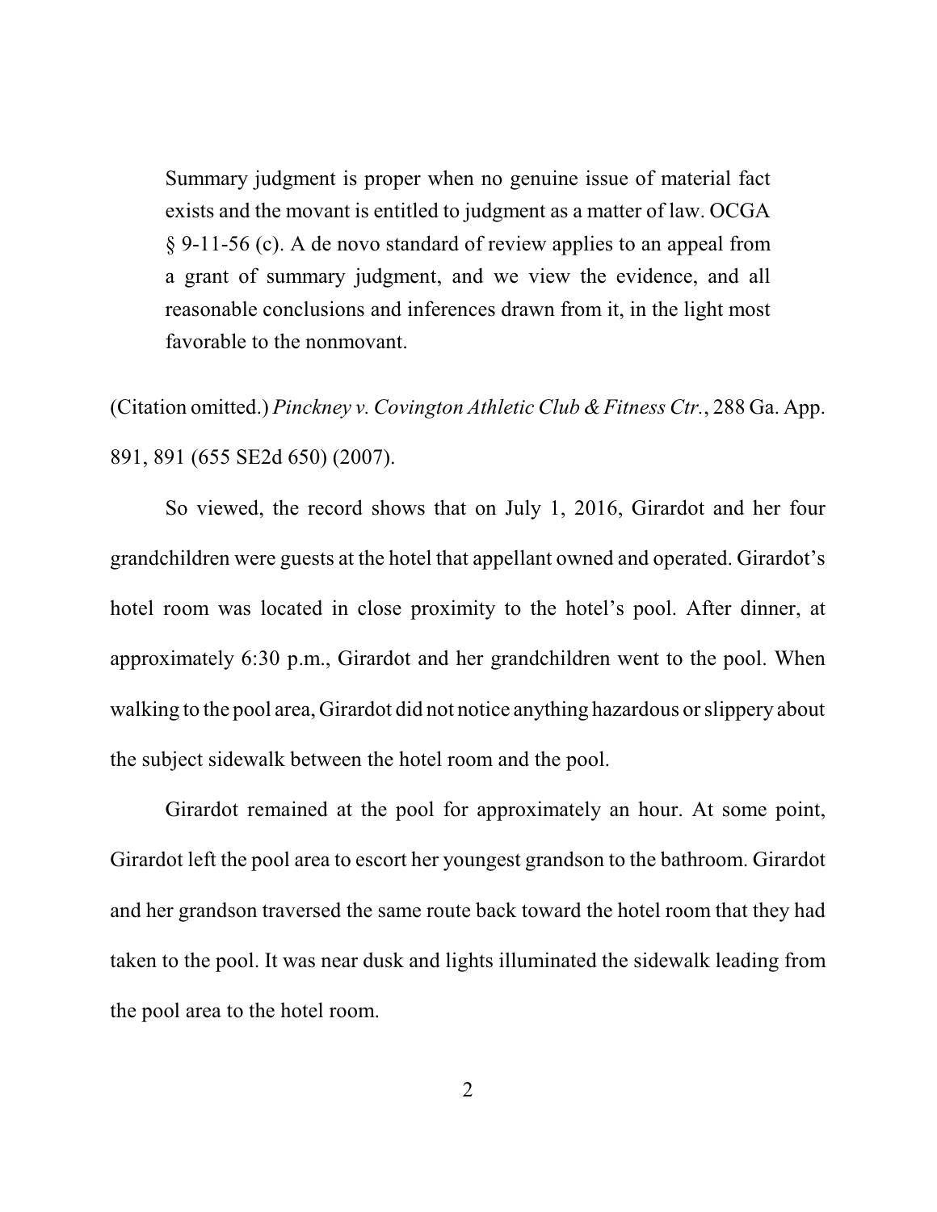> Summary judgment is proper when no genuine issue of material fact exists and the movant is entitled to judgment as a matter of law. OCGA § 9-11-56 (c). A de novo standard of review applies to an appeal from a grant of summary judgment, and we view the evidence, and all reasonable conclusions and inferences drawn from it, in the light most favorable to the nonmovant.

(Citation omitted.) *Pinckney v. Covington Athletic Club & Fitness Ctr.*, 288 Ga. App. 891, 891 (655 SE2d 650) (2007).

So viewed, the record shows that on July 1, 2016, Girardot and her four grandchildren were guests at the hotel that appellant owned and operated. Girardot's hotel room was located in close proximity to the hotel's pool. After dinner, at approximately 6:30 p.m., Girardot and her grandchildren went to the pool. When walking to the pool area, Girardot did not notice anything hazardous or slippery about the subject sidewalk between the hotel room and the pool.

Girardot remained at the pool for approximately an hour. At some point, Girardot left the pool area to escort her youngest grandson to the bathroom. Girardot and her grandson traversed the same route back toward the hotel room that they had taken to the pool. It was near dusk and lights illuminated the sidewalk leading from the pool area to the hotel room.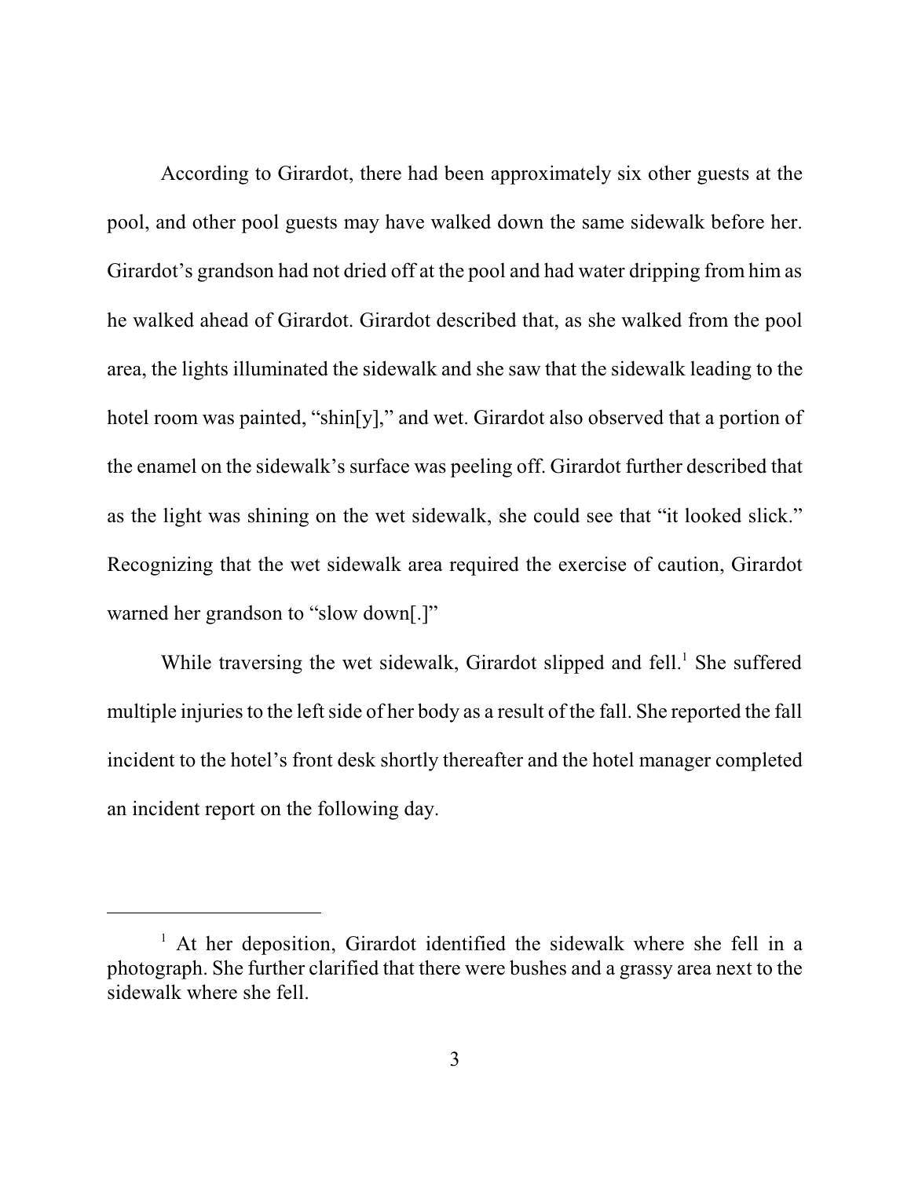According to Girardot, there had been approximately six other guests at the pool, and other pool guests may have walked down the same sidewalk before her. Girardot's grandson had not dried off at the pool and had water dripping from him as he walked ahead of Girardot. Girardot described that, as she walked from the pool area, the lights illuminated the sidewalk and she saw that the sidewalk leading to the hotel room was painted, "shin[y]," and wet. Girardot also observed that a portion of the enamel on the sidewalk's surface was peeling off. Girardot further described that as the light was shining on the wet sidewalk, she could see that "it looked slick." Recognizing that the wet sidewalk area required the exercise of caution, Girardot warned her grandson to "slow down[.]"

While traversing the wet sidewalk, Girardot slipped and fell.[1] She suffered multiple injuries to the left side of her body as a result of the fall. She reported the fall incident to the hotel's front desk shortly thereafter and the hotel manager completed an incident report on the following day.

---

[1] At her deposition, Girardot identified the sidewalk where she fell in a photograph. She further clarified that there were bushes and a grassy area next to the sidewalk where she fell.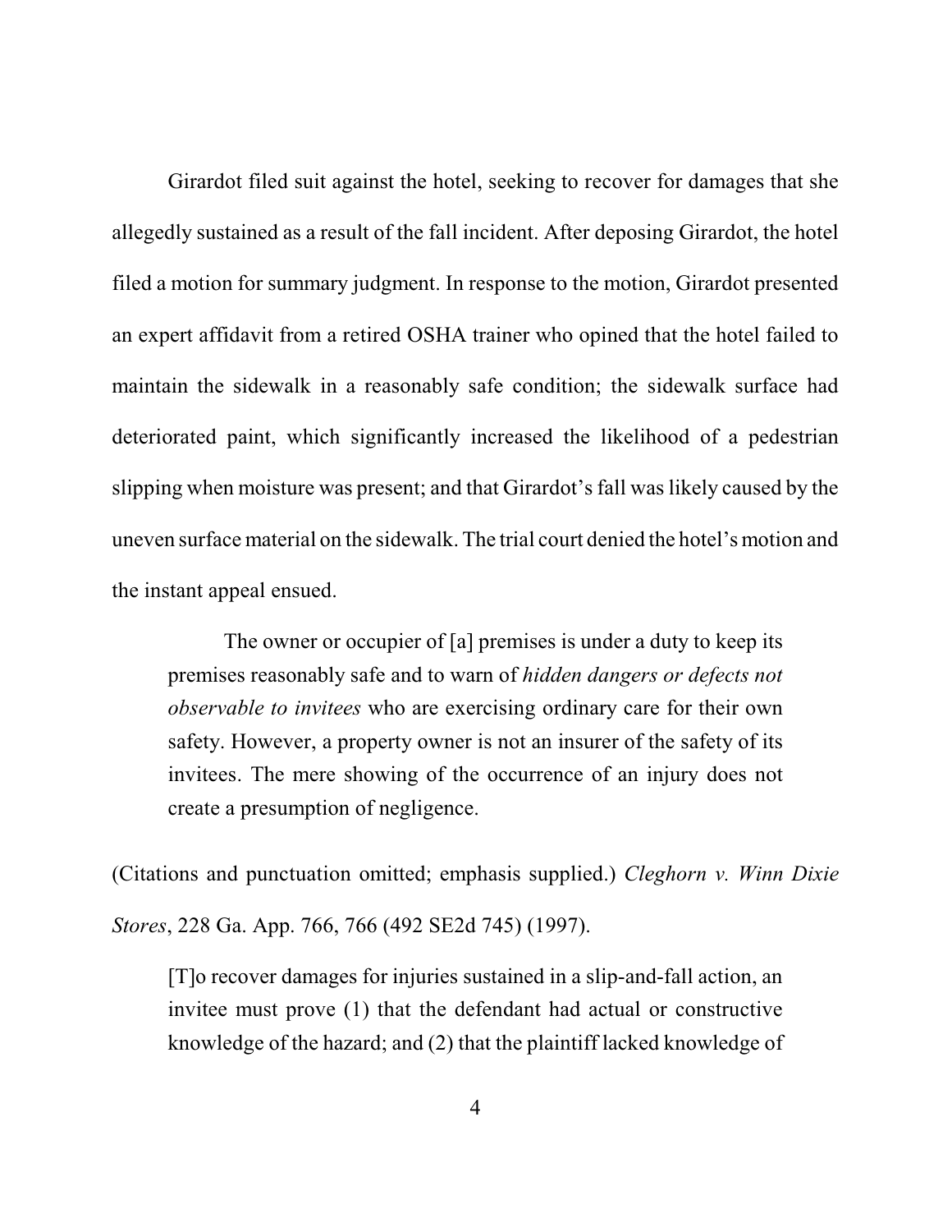Girardot filed suit against the hotel, seeking to recover for damages that she allegedly sustained as a result of the fall incident. After deposing Girardot, the hotel filed a motion for summary judgment. In response to the motion, Girardot presented an expert affidavit from a retired OSHA trainer who opined that the hotel failed to maintain the sidewalk in a reasonably safe condition; the sidewalk surface had deteriorated paint, which significantly increased the likelihood of a pedestrian slipping when moisture was present; and that Girardot's fall was likely caused by the uneven surface material on the sidewalk. The trial court denied the hotel's motion and the instant appeal ensued.

> The owner or occupier of [a] premises is under a duty to keep its premises reasonably safe and to warn of *hidden dangers or defects not observable to invitees* who are exercising ordinary care for their own safety. However, a property owner is not an insurer of the safety of its invitees. The mere showing of the occurrence of an injury does not create a presumption of negligence.

(Citations and punctuation omitted; emphasis supplied.) *Cleghorn v. Winn Dixie Stores*, 228 Ga. App. 766, 766 (492 SE2d 745) (1997).

> [T]o recover damages for injuries sustained in a slip-and-fall action, an invitee must prove (1) that the defendant had actual or constructive knowledge of the hazard; and (2) that the plaintiff lacked knowledge of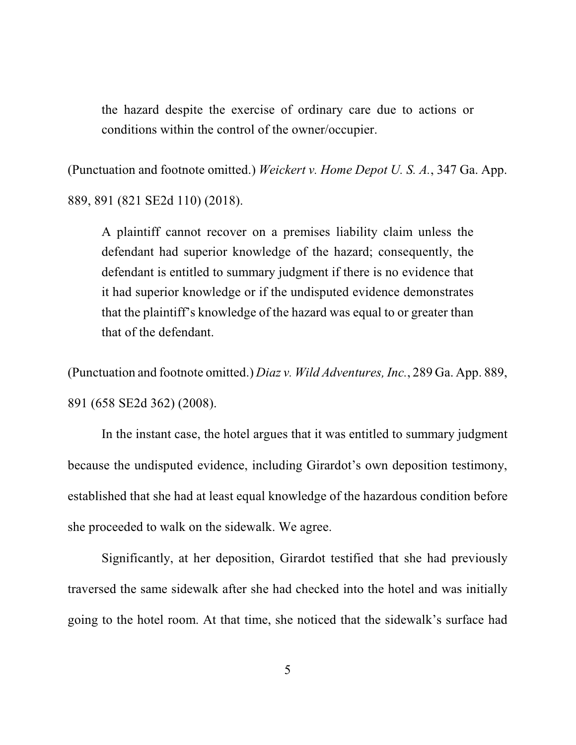> the hazard despite the exercise of ordinary care due to actions or conditions within the control of the owner/occupier.

(Punctuation and footnote omitted.) *Weickert v. Home Depot U. S. A.*, 347 Ga. App. 889, 891 (821 SE2d 110) (2018).

> A plaintiff cannot recover on a premises liability claim unless the defendant had superior knowledge of the hazard; consequently, the defendant is entitled to summary judgment if there is no evidence that it had superior knowledge or if the undisputed evidence demonstrates that the plaintiff's knowledge of the hazard was equal to or greater than that of the defendant.

(Punctuation and footnote omitted.) *Diaz v. Wild Adventures, Inc.*, 289 Ga. App. 889, 891 (658 SE2d 362) (2008).

In the instant case, the hotel argues that it was entitled to summary judgment because the undisputed evidence, including Girardot's own deposition testimony, established that she had at least equal knowledge of the hazardous condition before she proceeded to walk on the sidewalk. We agree.

Significantly, at her deposition, Girardot testified that she had previously traversed the same sidewalk after she had checked into the hotel and was initially going to the hotel room. At that time, she noticed that the sidewalk's surface had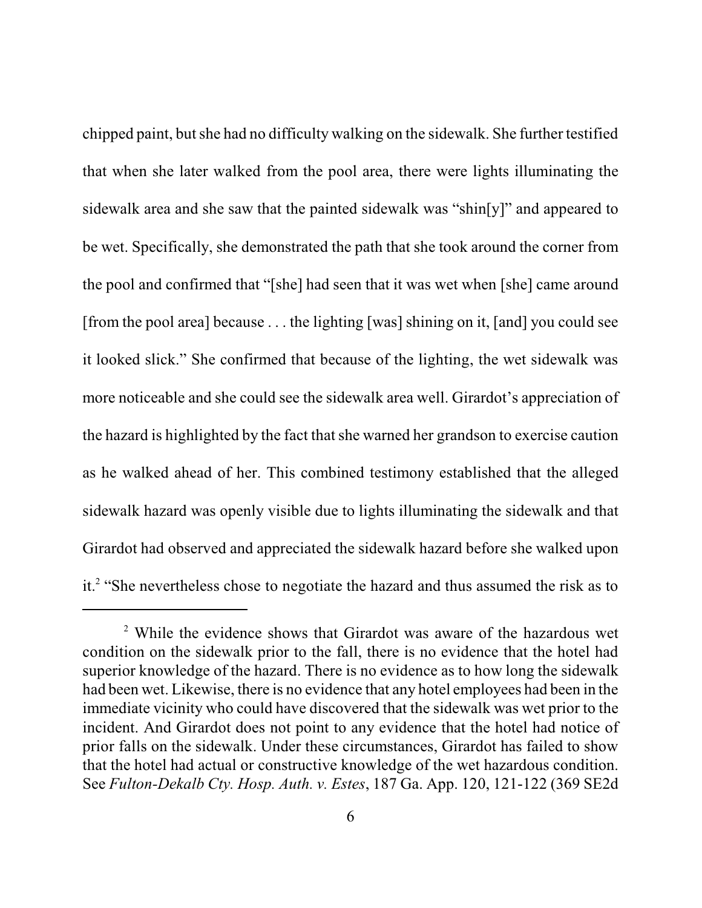chipped paint, but she had no difficulty walking on the sidewalk. She further testified that when she later walked from the pool area, there were lights illuminating the sidewalk area and she saw that the painted sidewalk was "shin[y]" and appeared to be wet. Specifically, she demonstrated the path that she took around the corner from the pool and confirmed that "[she] had seen that it was wet when [she] came around [from the pool area] because . . . the lighting [was] shining on it, [and] you could see it looked slick." She confirmed that because of the lighting, the wet sidewalk was more noticeable and she could see the sidewalk area well. Girardot's appreciation of the hazard is highlighted by the fact that she warned her grandson to exercise caution as he walked ahead of her. This combined testimony established that the alleged sidewalk hazard was openly visible due to lights illuminating the sidewalk and that Girardot had observed and appreciated the sidewalk hazard before she walked upon it.[2] "She nevertheless chose to negotiate the hazard and thus assumed the risk as to

---

[2] While the evidence shows that Girardot was aware of the hazardous wet condition on the sidewalk prior to the fall, there is no evidence that the hotel had superior knowledge of the hazard. There is no evidence as to how long the sidewalk had been wet. Likewise, there is no evidence that any hotel employees had been in the immediate vicinity who could have discovered that the sidewalk was wet prior to the incident. And Girardot does not point to any evidence that the hotel had notice of prior falls on the sidewalk. Under these circumstances, Girardot has failed to show that the hotel had actual or constructive knowledge of the wet hazardous condition. See *Fulton-Dekalb Cty. Hosp. Auth. v. Estes*, 187 Ga. App. 120, 121-122 (369 SE2d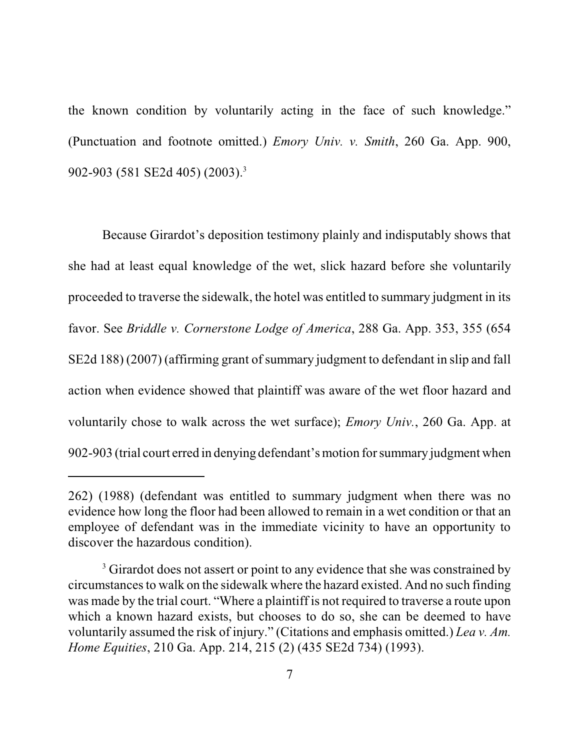the known condition by voluntarily acting in the face of such knowledge." (Punctuation and footnote omitted.) *Emory Univ. v. Smith*, 260 Ga. App. 900, 902-903 (581 SE2d 405) (2003).[3]

Because Girardot's deposition testimony plainly and indisputably shows that she had at least equal knowledge of the wet, slick hazard before she voluntarily proceeded to traverse the sidewalk, the hotel was entitled to summary judgment in its favor. See *Briddle v. Cornerstone Lodge of America*, 288 Ga. App. 353, 355 (654 SE2d 188) (2007) (affirming grant of summary judgment to defendant in slip and fall action when evidence showed that plaintiff was aware of the wet floor hazard and voluntarily chose to walk across the wet surface); *Emory Univ.*, 260 Ga. App. at 902-903 (trial court erred in denying defendant's motion for summary judgment when

---

262) (1988) (defendant was entitled to summary judgment when there was no evidence how long the floor had been allowed to remain in a wet condition or that an employee of defendant was in the immediate vicinity to have an opportunity to discover the hazardous condition).

[3] Girardot does not assert or point to any evidence that she was constrained by circumstances to walk on the sidewalk where the hazard existed. And no such finding was made by the trial court. "Where a plaintiff is not required to traverse a route upon which a known hazard exists, but chooses to do so, she can be deemed to have voluntarily assumed the risk of injury." (Citations and emphasis omitted.) *Lea v. Am. Home Equities*, 210 Ga. App. 214, 215 (2) (435 SE2d 734) (1993).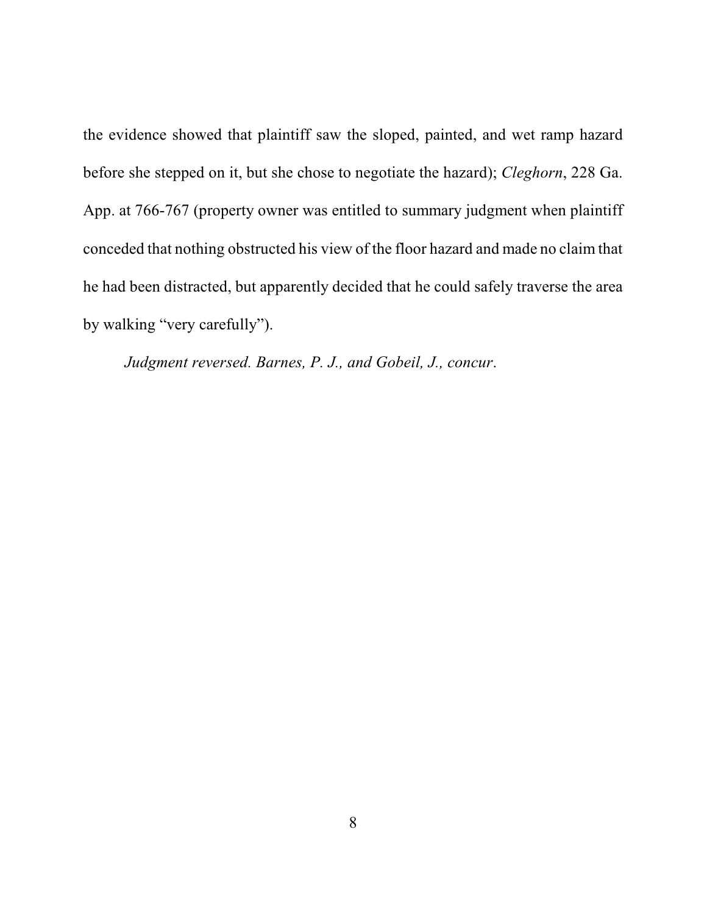the evidence showed that plaintiff saw the sloped, painted, and wet ramp hazard before she stepped on it, but she chose to negotiate the hazard); *Cleghorn*, 228 Ga. App. at 766-767 (property owner was entitled to summary judgment when plaintiff conceded that nothing obstructed his view of the floor hazard and made no claim that he had been distracted, but apparently decided that he could safely traverse the area by walking "very carefully").

*Judgment reversed. Barnes, P. J., and Gobeil, J., concur*.